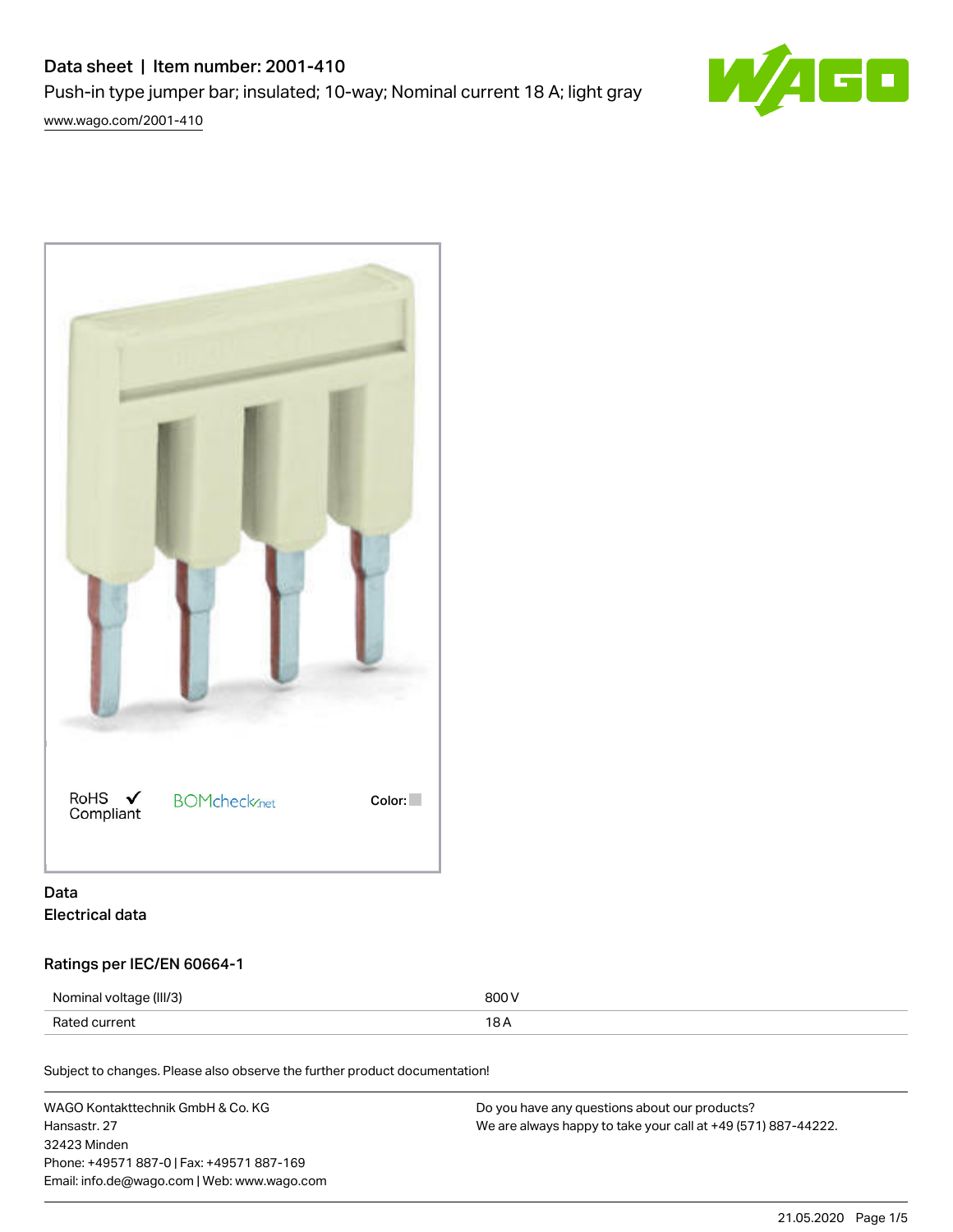# Data sheet | Item number: 2001-410

Push-in type jumper bar; insulated; 10-way; Nominal current 18 A; light gray

www.wago.com/2001-410

RoHS Compliant ✔ BOMcheck.net Color:

## Data

### Electrical data

#### Ratings per IEC/EN 60664-1

| | |
|---|---|
| Nominal voltage (III/3) | 800 V |
| Rated current | 18 A |

Subject to changes. Please also observe the further product documentation!

WAGO Kontakttechnik GmbH & Co. KG
Hansastr. 27
32423 Minden
Phone: +49571 887-0 | Fax: +49571 887-169
Email: info.de@wago.com | Web: www.wago.com

Do you have any questions about our products?
We are always happy to take your call at +49 (571) 887-44222.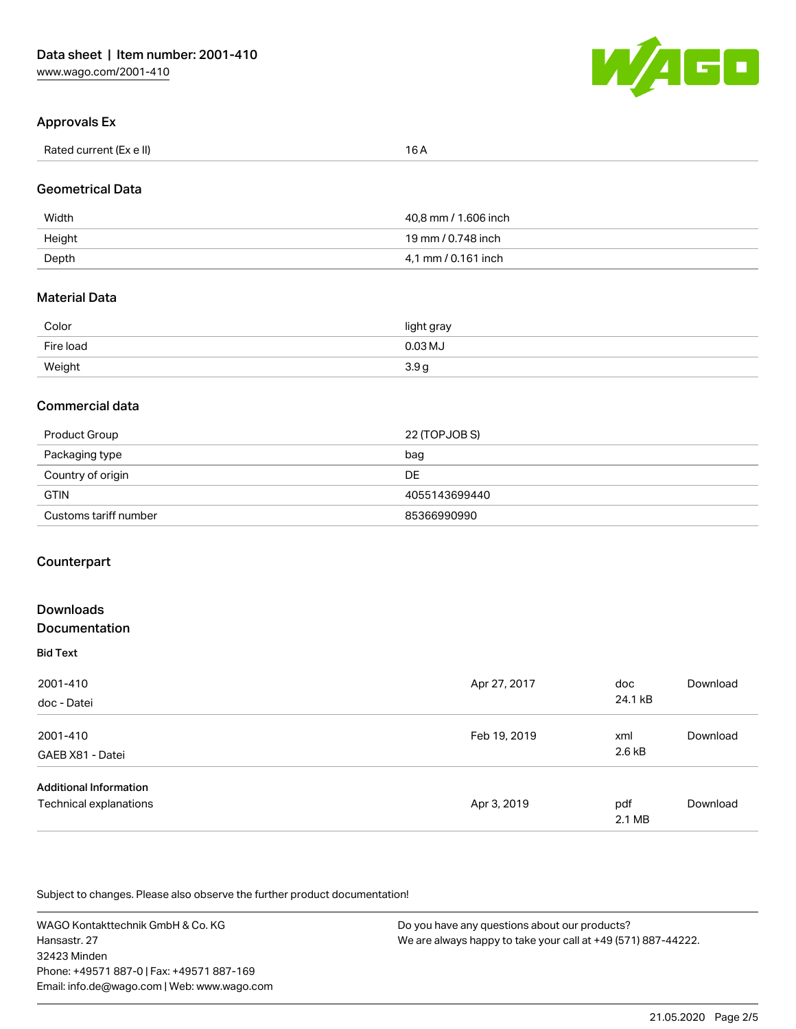## Approvals Ex

| | |
|---|---|
| Rated current (Ex e II) | 16 A |

## Geometrical Data

| | |
|---|---|
| Width | 40,8 mm / 1.606 inch |
| Height | 19 mm / 0.748 inch |
| Depth | 4,1 mm / 0.161 inch |

## Material Data

| | |
|---|---|
| Color | light gray |
| Fire load | 0.03 MJ |
| Weight | 3.9 g |

## Commercial data

| | |
|---|---|
| Product Group | 22 (TOPJOB S) |
| Packaging type | bag |
| Country of origin | DE |
| GTIN | 4055143699440 |
| Customs tariff number | 85366990990 |

## Counterpart

## Downloads
## Documentation

**Bid Text**

| | | | |
|---|---|---|---|
| 2001-410<br>doc - Datei | Apr 27, 2017 | doc<br>24.1 kB | Download |
| 2001-410<br>GAEB X81 - Datei | Feb 19, 2019 | xml<br>2.6 kB | Download |

**Additional Information**

| | | | |
|---|---|---|---|
| Technical explanations | Apr 3, 2019 | pdf<br>2.1 MB | Download |

Subject to changes. Please also observe the further product documentation!

WAGO Kontakttechnik GmbH & Co. KG
Hansastr. 27
32423 Minden
Phone: +49571 887-0 | Fax: +49571 887-169
Email: info.de@wago.com | Web: www.wago.com

Do you have any questions about our products?
We are always happy to take your call at +49 (571) 887-44222.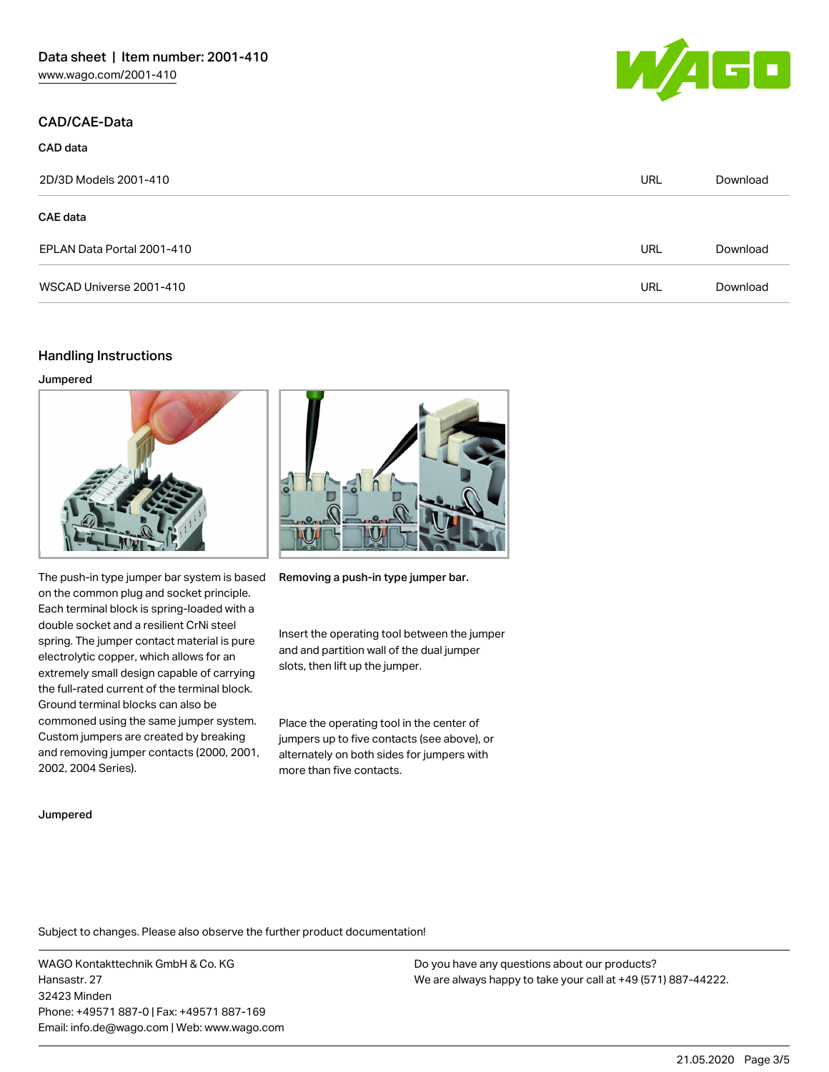## CAD/CAE-Data

### CAD data

| | | |
|---|---|---|
| 2D/3D Models 2001-410 | URL | Download |

### CAE data

| | | |
|---|---|---|
| EPLAN Data Portal 2001-410 | URL | Download |
| WSCAD Universe 2001-410 | URL | Download |

## Handling Instructions

### Jumpered

The push-in type jumper bar system is based on the common plug and socket principle. Each terminal block is spring-loaded with a double socket and a resilient CrNi steel spring. The jumper contact material is pure electrolytic copper, which allows for an extremely small design capable of carrying the full-rated current of the terminal block. Ground terminal blocks can also be commoned using the same jumper system. Custom jumpers are created by breaking and removing jumper contacts (2000, 2001, 2002, 2004 Series).

**Removing a push-in type jumper bar.**

Insert the operating tool between the jumper and and partition wall of the dual jumper slots, then lift up the jumper.

Place the operating tool in the center of jumpers up to five contacts (see above), or alternately on both sides for jumpers with more than five contacts.

### Jumpered

Subject to changes. Please also observe the further product documentation!

WAGO Kontakttechnik GmbH & Co. KG
Hansastr. 27
32423 Minden
Phone: +49571 887-0 | Fax: +49571 887-169
Email: info.de@wago.com | Web: www.wago.com

Do you have any questions about our products?
We are always happy to take your call at +49 (571) 887-44222.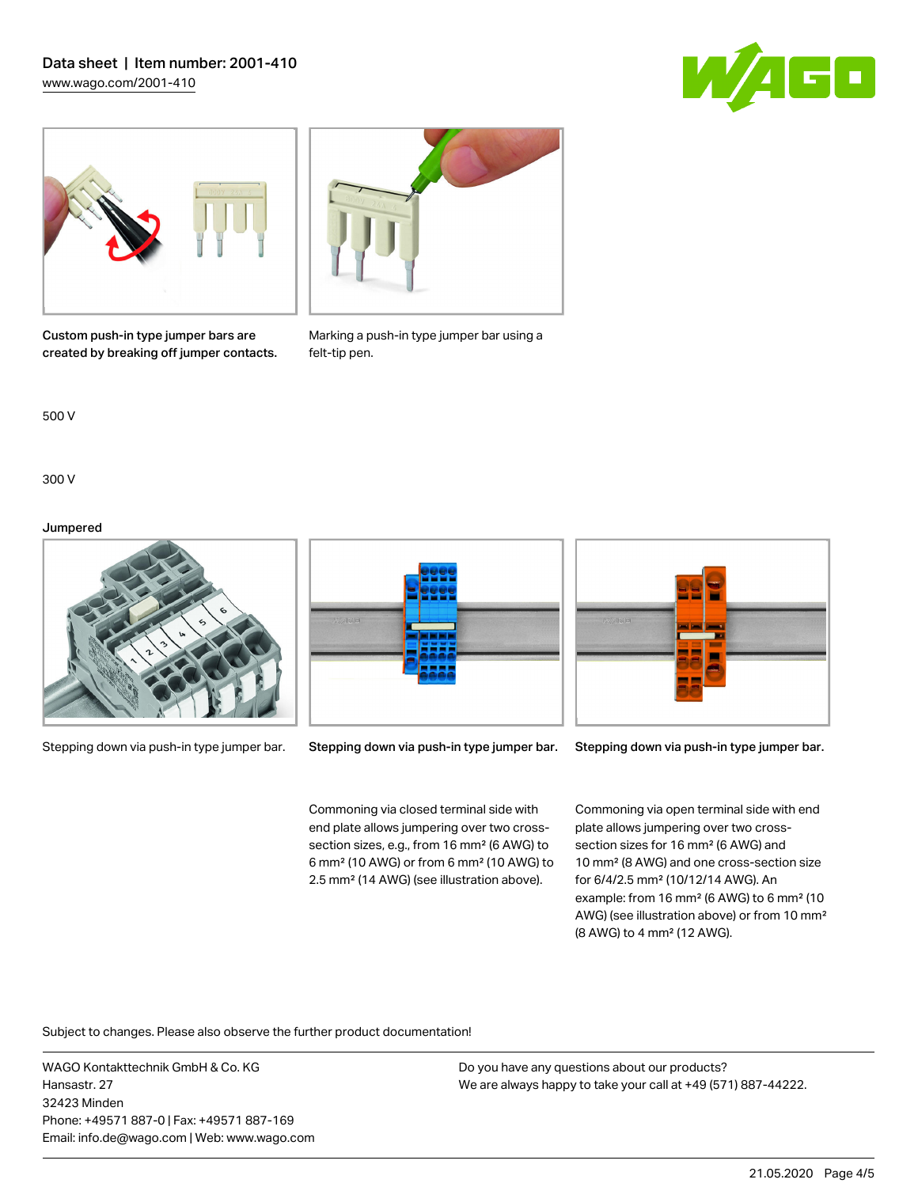Custom push-in type jumper bars are created by breaking off jumper contacts.

Marking a push-in type jumper bar using a felt-tip pen.

500 V

300 V

Jumpered

Stepping down via push-in type jumper bar.

Stepping down via push-in type jumper bar.

Stepping down via push-in type jumper bar.

Commoning via closed terminal side with end plate allows jumpering over two cross-section sizes, e.g., from 16 mm² (6 AWG) to 6 mm² (10 AWG) or from 6 mm² (10 AWG) to 2.5 mm² (14 AWG) (see illustration above).

Commoning via open terminal side with end plate allows jumpering over two cross-section sizes for 16 mm² (6 AWG) and 10 mm² (8 AWG) and one cross-section size for 6/4/2.5 mm² (10/12/14 AWG). An example: from 16 mm² (6 AWG) to 6 mm² (10 AWG) (see illustration above) or from 10 mm² (8 AWG) to 4 mm² (12 AWG).

Subject to changes. Please also observe the further product documentation!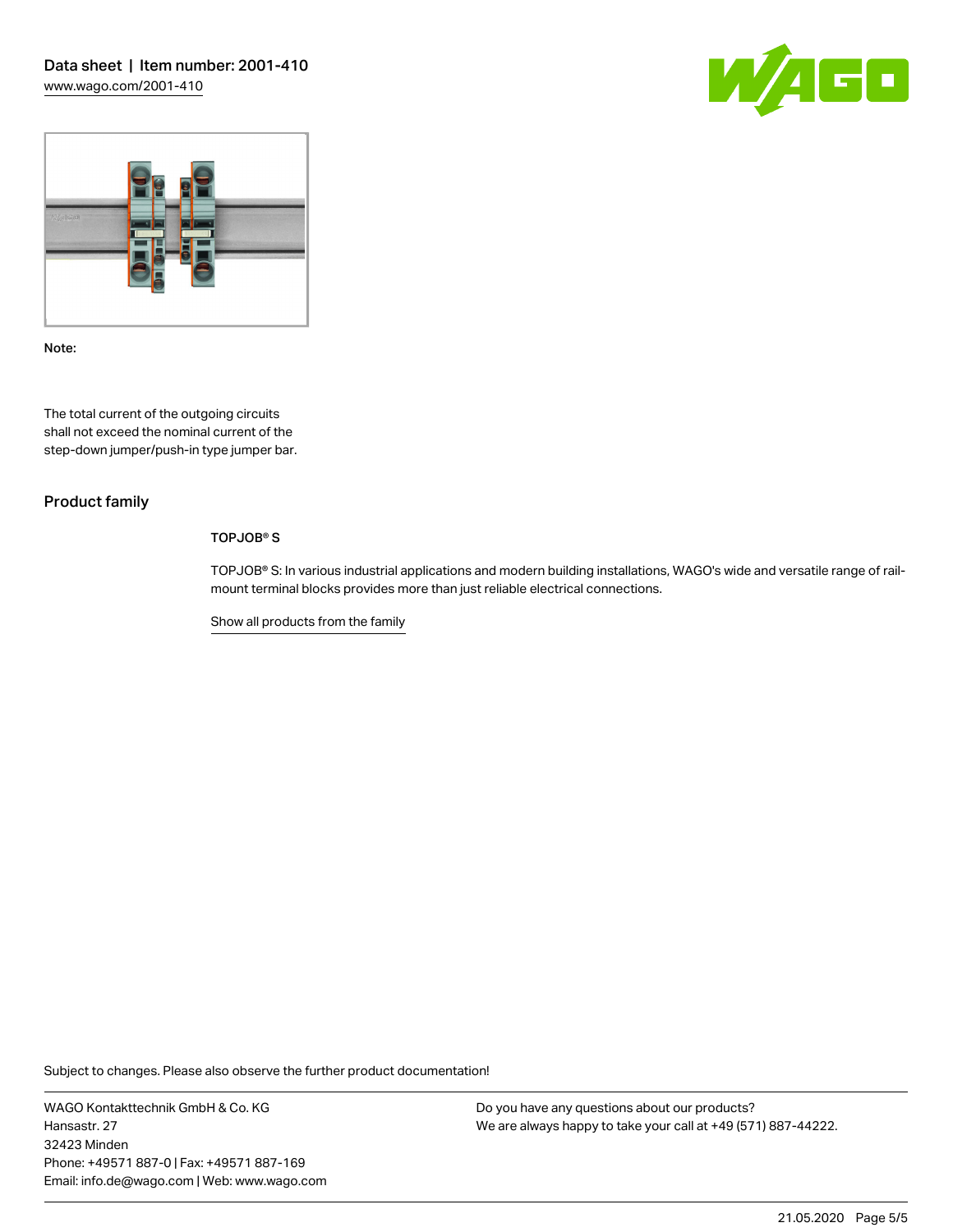Note:

The total current of the outgoing circuits shall not exceed the nominal current of the step-down jumper/push-in type jumper bar.

## Product family

TOPJOB® S

TOPJOB® S: In various industrial applications and modern building installations, WAGO's wide and versatile range of rail-mount terminal blocks provides more than just reliable electrical connections.

Show all products from the family

Subject to changes. Please also observe the further product documentation!

WAGO Kontakttechnik GmbH & Co. KG
Hansastr. 27
32423 Minden
Phone: +49571 887-0 | Fax: +49571 887-169
Email: info.de@wago.com | Web: www.wago.com

Do you have any questions about our products?
We are always happy to take your call at +49 (571) 887-44222.